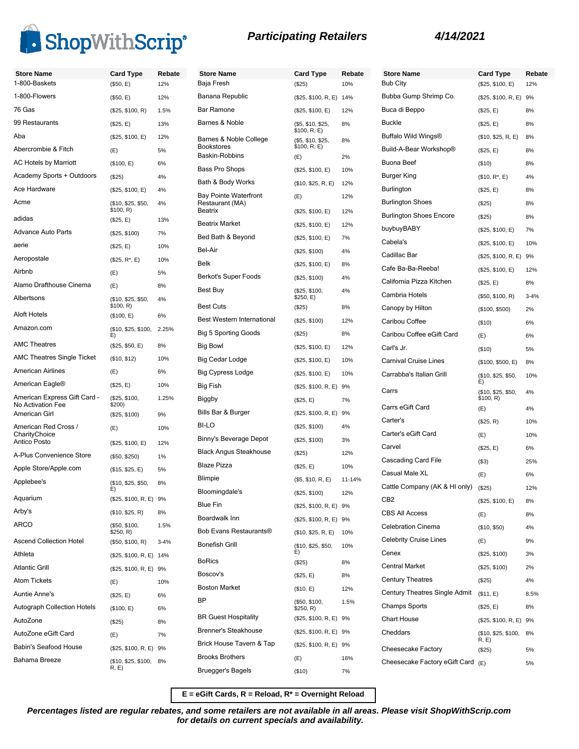# ShopWithScrip®

## Participating Retailers

**4/14/2021**

| Store Name | Card Type | Rebate |
|---|---|---|
| 1-800-Baskets | ($50, E) | 12% |
| 1-800-Flowers | ($50, E) | 12% |
| 76 Gas | ($25, $100, R) | 1.5% |
| 99 Restaurants | ($25, E) | 13% |
| Aba | ($25, $100, E) | 12% |
| Abercrombie & Fitch | (E) | 5% |
| AC Hotels by Marriott | ($100, E) | 6% |
| Academy Sports + Outdoors | ($25) | 4% |
| Ace Hardware | ($25, $100, E) | 4% |
| Acme | ($10, $25, $50, $100, R) | 4% |
| adidas | ($25, E) | 13% |
| Advance Auto Parts | ($25, $100) | 7% |
| aerie | ($25, E) | 10% |
| Aeropostale | ($25, R*, E) | 10% |
| Airbnb | (E) | 5% |
| Alamo Drafthouse Cinema | (E) | 8% |
| Albertsons | ($10, $25, $50, $100, R) | 4% |
| Aloft Hotels | ($100, E) | 6% |
| Amazon.com | ($10, $25, $100, E) | 2.25% |
| AMC Theatres | ($25, $50, E) | 8% |
| AMC Theatres Single Ticket | ($10, $12) | 10% |
| American Airlines | (E) | 6% |
| American Eagle® | ($25, E) | 10% |
| American Express Gift Card - No Activation Fee | ($25, $100, $200) | 1.25% |
| American Girl | ($25, $100) | 9% |
| American Red Cross / CharityChoice | (E) | 10% |
| Antico Posto | ($25, $100, E) | 12% |
| A-Plus Convenience Store | ($50, $250) | 1% |
| Apple Store/Apple.com | ($15, $25, E) | 5% |
| Applebee's | ($10, $25, $50, E) | 8% |
| Aquarium | ($25, $100, R, E) | 9% |
| Arby's | ($10, $25, R) | 8% |
| ARCO | ($50, $100, $250, R) | 1.5% |
| Ascend Collection Hotel | ($50, $100, R) | 3-4% |
| Athleta | ($25, $100, R, E) | 14% |
| Atlantic Grill | ($25, $100, R, E) | 9% |
| Atom Tickets | (E) | 10% |
| Auntie Anne's | ($25, E) | 6% |
| Autograph Collection Hotels | ($100, E) | 6% |
| AutoZone | ($25) | 8% |
| AutoZone eGift Card | (E) | 7% |
| Babin's Seafood House | ($25, $100, R, E) | 9% |
| Bahama Breeze | ($10, $25, $100, R, E) | 8% |
| Baja Fresh | ($25) | 10% |
| Banana Republic | ($25, $100, R, E) | 14% |
| Bar Ramone | ($25, $100, E) | 12% |
| Barnes & Noble | ($5, $10, $25, $100, R, E) | 8% |
| Barnes & Noble College Bookstores | ($5, $10, $25, $100, R, E) | 8% |
| Baskin-Robbins | (E) | 2% |
| Bass Pro Shops | ($25, $100, E) | 10% |
| Bath & Body Works | ($10, $25, R, E) | 12% |
| Bay Pointe Waterfront Restaurant (MA) | (E) | 12% |
| Beatrix | ($25, $100, E) | 12% |
| Beatrix Market | ($25, $100, E) | 12% |
| Bed Bath & Beyond | ($25, $100, E) | 7% |
| Bel-Air | ($25, $100) | 4% |
| Belk | ($25, $100, E) | 8% |
| Berkot's Super Foods | ($25, $100) | 4% |
| Best Buy | ($25, $100, $250, E) | 4% |
| Best Cuts | ($25) | 8% |
| Best Western International | ($25, $100) | 12% |
| Big 5 Sporting Goods | ($25) | 8% |
| Big Bowl | ($25, $100, E) | 12% |
| Big Cedar Lodge | ($25, $100, E) | 10% |
| Big Cypress Lodge | ($25, $100, E) | 10% |
| Big Fish | ($25, $100, R, E) | 9% |
| Biggby | ($25, E) | 7% |
| Bills Bar & Burger | ($25, $100, R, E) | 9% |
| BI-LO | ($25, $100) | 4% |
| Binny's Beverage Depot | ($25, $100) | 3% |
| Black Angus Steakhouse | ($25) | 12% |
| Blaze Pizza | ($25, E) | 10% |
| Blimpie | ($5, $10, R, E) | 11-14% |
| Bloomingdale's | ($25, $100) | 12% |
| Blue Fin | ($25, $100, R, E) | 9% |
| Boardwalk Inn | ($25, $100, R, E) | 9% |
| Bob Evans Restaurants® | ($10, $25, R, E) | 10% |
| Bonefish Grill | ($10, $25, $50, E) | 10% |
| BoRics | ($25) | 8% |
| Boscov's | ($25, E) | 8% |
| Boston Market | ($10, E) | 12% |
| BP | ($50, $100, $250, R) | 1.5% |
| BR Guest Hospitality | ($25, $100, R, E) | 9% |
| Brenner's Steakhouse | ($25, $100, R, E) | 9% |
| Brick House Tavern & Tap | ($25, $100, R, E) | 9% |
| Brooks Brothers | (E) | 16% |
| Bruegger's Bagels | ($10) | 7% |
| Bub City | ($25, $100, E) | 12% |
| Bubba Gump Shrimp Co. | ($25, $100, R, E) | 9% |
| Buca di Beppo | ($25, E) | 8% |
| Buckle | ($25, E) | 8% |
| Buffalo Wild Wings® | ($10, $25, R, E) | 8% |
| Build-A-Bear Workshop® | ($25, E) | 8% |
| Buona Beef | ($10) | 8% |
| Burger King | ($10, R*, E) | 4% |
| Burlington | ($25, E) | 8% |
| Burlington Shoes | ($25) | 8% |
| Burlington Shoes Encore | ($25) | 8% |
| buybuyBABY | ($25, $100, E) | 7% |
| Cabela's | ($25, $100, E) | 10% |
| Cadillac Bar | ($25, $100, R, E) | 9% |
| Cafe Ba-Ba-Reeba! | ($25, $100, E) | 12% |
| California Pizza Kitchen | ($25, E) | 8% |
| Cambria Hotels | ($50, $100, R) | 3-4% |
| Canopy by Hilton | ($100, $500) | 2% |
| Caribou Coffee | ($10) | 6% |
| Caribou Coffee eGift Card | (E) | 6% |
| Carl's Jr. | ($10) | 5% |
| Carnival Cruise Lines | ($100, $500, E) | 8% |
| Carrabba's Italian Grill | ($10, $25, $50, E) | 10% |
| Carrs | ($10, $25, $50, $100, R) | 4% |
| Carrs eGift Card | (E) | 4% |
| Carter's | ($25, R) | 10% |
| Carter's eGift Card | (E) | 10% |
| Carvel | ($25, E) | 6% |
| Cascading Card File | ($3) | 25% |
| Casual Male XL | (E) | 6% |
| Cattle Company (AK & HI only) | ($25) | 12% |
| CB2 | ($25, $100, E) | 8% |
| CBS All Access | (E) | 8% |
| Celebration Cinema | ($10, $50) | 4% |
| Celebrity Cruise Lines | (E) | 9% |
| Cenex | ($25, $100) | 3% |
| Central Market | ($25, $100) | 2% |
| Century Theatres | ($25) | 4% |
| Century Theatres Single Admit | ($11, E) | 8.5% |
| Champs Sports | ($25, E) | 8% |
| Chart House | ($25, $100, R, E) | 9% |
| Cheddars | ($10, $25, $100, R, E) | 8% |
| Cheesecake Factory | ($25) | 5% |
| Cheesecake Factory eGift Card | (E) | 5% |

**E = eGift Cards, R = Reload, R* = Overnight Reload**

***Percentages listed are regular rebates, and some retailers are not available in all areas. Please visit ShopWithScrip.com for details on current specials and availability.***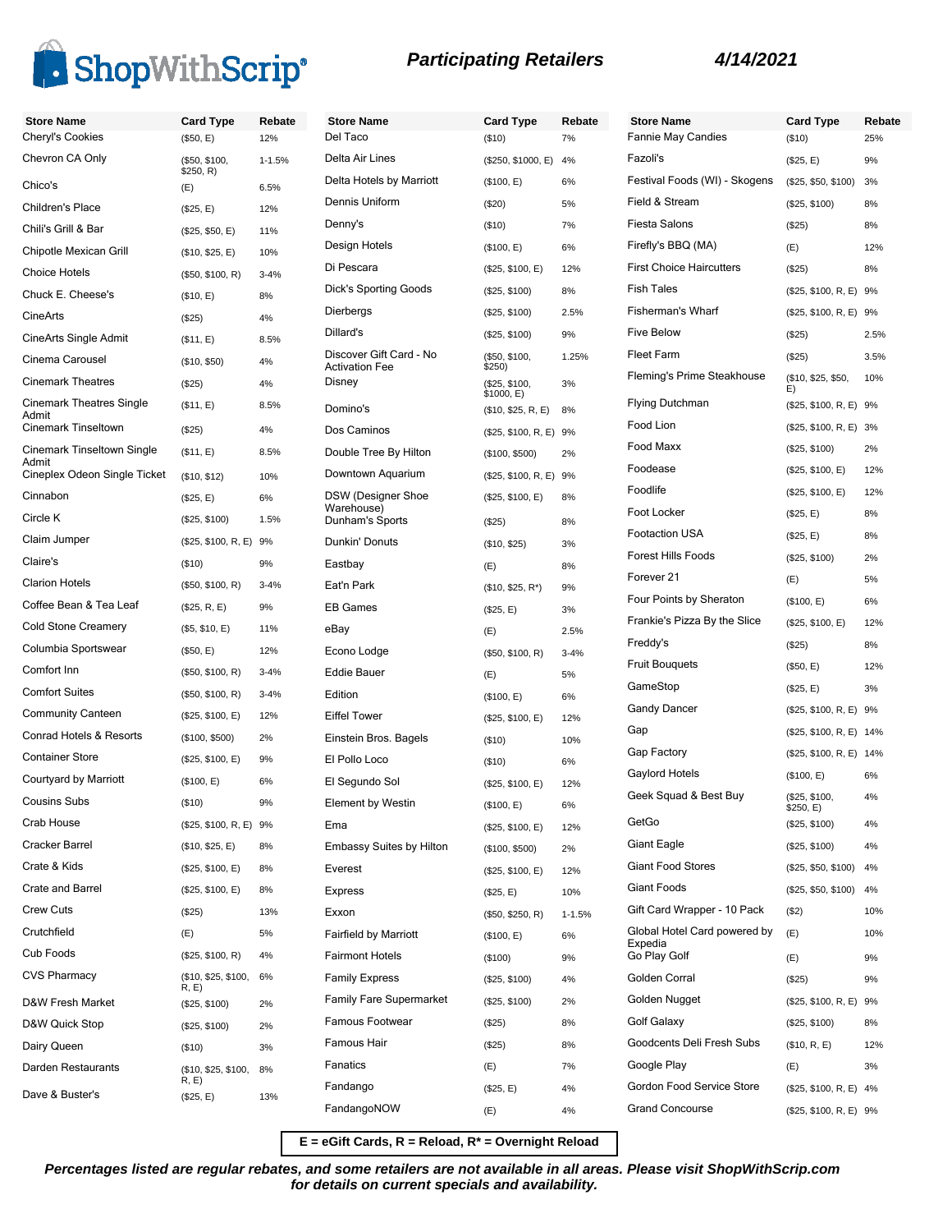# ShopWithScrip® — Participating Retailers — 4/14/2021

| Store Name | Card Type | Rebate |
|---|---|---|
| Cheryl's Cookies | ($50, E) | 12% |
| Chevron CA Only | ($50, $100, $250, R) | 1-1.5% |
| Chico's | (E) | 6.5% |
| Children's Place | ($25, E) | 12% |
| Chili's Grill & Bar | ($25, $50, E) | 11% |
| Chipotle Mexican Grill | ($10, $25, E) | 10% |
| Choice Hotels | ($50, $100, R) | 3-4% |
| Chuck E. Cheese's | ($10, E) | 8% |
| CineArts | ($25) | 4% |
| CineArts Single Admit | ($11, E) | 8.5% |
| Cinema Carousel | ($10, $50) | 4% |
| Cinemark Theatres | ($25) | 4% |
| Cinemark Theatres Single Admit | ($11, E) | 8.5% |
| Cinemark Tinseltown | ($25) | 4% |
| Cinemark Tinseltown Single Admit | ($11, E) | 8.5% |
| Cineplex Odeon Single Ticket | ($10, $12) | 10% |
| Cinnabon | ($25, E) | 6% |
| Circle K | ($25, $100) | 1.5% |
| Claim Jumper | ($25, $100, R, E) | 9% |
| Claire's | ($10) | 9% |
| Clarion Hotels | ($50, $100, R) | 3-4% |
| Coffee Bean & Tea Leaf | ($25, R, E) | 9% |
| Cold Stone Creamery | ($5, $10, E) | 11% |
| Columbia Sportswear | ($50, E) | 12% |
| Comfort Inn | ($50, $100, R) | 3-4% |
| Comfort Suites | ($50, $100, R) | 3-4% |
| Community Canteen | ($25, $100, E) | 12% |
| Conrad Hotels & Resorts | ($100, $500) | 2% |
| Container Store | ($25, $100, E) | 9% |
| Courtyard by Marriott | ($100, E) | 6% |
| Cousins Subs | ($10) | 9% |
| Crab House | ($25, $100, R, E) | 9% |
| Cracker Barrel | ($10, $25, E) | 8% |
| Crate & Kids | ($25, $100, E) | 8% |
| Crate and Barrel | ($25, $100, E) | 8% |
| Crew Cuts | ($25) | 13% |
| Crutchfield | (E) | 5% |
| Cub Foods | ($25, $100, R) | 4% |
| CVS Pharmacy | ($10, $25, $100, R, E) | 6% |
| D&W Fresh Market | ($25, $100) | 2% |
| D&W Quick Stop | ($25, $100) | 2% |
| Dairy Queen | ($10) | 3% |
| Darden Restaurants | ($10, $25, $100, R, E) | 8% |
| Dave & Buster's | ($25, E) | 13% |
| Del Taco | ($10) | 7% |
| Delta Air Lines | ($250, $1000, E) | 4% |
| Delta Hotels by Marriott | ($100, E) | 6% |
| Dennis Uniform | ($20) | 5% |
| Denny's | ($10) | 7% |
| Design Hotels | ($100, E) | 6% |
| Di Pescara | ($25, $100, E) | 12% |
| Dick's Sporting Goods | ($25, $100) | 8% |
| Dierbergs | ($25, $100) | 2.5% |
| Dillard's | ($25, $100) | 9% |
| Discover Gift Card - No Activation Fee | ($50, $100, $250) | 1.25% |
| Disney | ($25, $100, $1000, E) | 3% |
| Domino's | ($10, $25, R, E) | 8% |
| Dos Caminos | ($25, $100, R, E) | 9% |
| Double Tree By Hilton | ($100, $500) | 2% |
| Downtown Aquarium | ($25, $100, R, E) | 9% |
| DSW (Designer Shoe Warehouse) | ($25, $100, E) | 8% |
| Dunham's Sports | ($25) | 8% |
| Dunkin' Donuts | ($10, $25) | 3% |
| Eastbay | (E) | 8% |
| Eat'n Park | ($10, $25, R*) | 9% |
| EB Games | ($25, E) | 3% |
| eBay | (E) | 2.5% |
| Econo Lodge | ($50, $100, R) | 3-4% |
| Eddie Bauer | (E) | 5% |
| Edition | ($100, E) | 6% |
| Eiffel Tower | ($25, $100, E) | 12% |
| Einstein Bros. Bagels | ($10) | 10% |
| El Pollo Loco | ($10) | 6% |
| El Segundo Sol | ($25, $100, E) | 12% |
| Element by Westin | ($100, E) | 6% |
| Ema | ($25, $100, E) | 12% |
| Embassy Suites by Hilton | ($100, $500) | 2% |
| Everest | ($25, $100, E) | 12% |
| Express | ($25, E) | 10% |
| Exxon | ($50, $250, R) | 1-1.5% |
| Fairfield by Marriott | ($100, E) | 6% |
| Fairmont Hotels | ($100) | 9% |
| Family Express | ($25, $100) | 4% |
| Family Fare Supermarket | ($25, $100) | 2% |
| Famous Footwear | ($25) | 8% |
| Famous Hair | ($25) | 8% |
| Fanatics | (E) | 7% |
| Fandango | ($25, E) | 4% |
| FandangoNOW | (E) | 4% |
| Fannie May Candies | ($10) | 25% |
| Fazoli's | ($25, E) | 9% |
| Festival Foods (WI) - Skogens | ($25, $50, $100) | 3% |
| Field & Stream | ($25, $100) | 8% |
| Fiesta Salons | ($25) | 8% |
| Firefly's BBQ (MA) | (E) | 12% |
| First Choice Haircutters | ($25) | 8% |
| Fish Tales | ($25, $100, R, E) | 9% |
| Fisherman's Wharf | ($25, $100, R, E) | 9% |
| Five Below | ($25) | 2.5% |
| Fleet Farm | ($25) | 3.5% |
| Fleming's Prime Steakhouse | ($10, $25, $50, E) | 10% |
| Flying Dutchman | ($25, $100, R, E) | 9% |
| Food Lion | ($25, $100, R, E) | 3% |
| Food Maxx | ($25, $100) | 2% |
| Foodease | ($25, $100, E) | 12% |
| Foodlife | ($25, $100, E) | 12% |
| Foot Locker | ($25, E) | 8% |
| Footaction USA | ($25, E) | 8% |
| Forest Hills Foods | ($25, $100) | 2% |
| Forever 21 | (E) | 5% |
| Four Points by Sheraton | ($100, E) | 6% |
| Frankie's Pizza By the Slice | ($25, $100, E) | 12% |
| Freddy's | ($25) | 8% |
| Fruit Bouquets | ($50, E) | 12% |
| GameStop | ($25, E) | 3% |
| Gandy Dancer | ($25, $100, R, E) | 9% |
| Gap | ($25, $100, R, E) | 14% |
| Gap Factory | ($25, $100, R, E) | 14% |
| Gaylord Hotels | ($100, E) | 6% |
| Geek Squad & Best Buy | ($25, $100, $250, E) | 4% |
| GetGo | ($25, $100) | 4% |
| Giant Eagle | ($25, $100) | 4% |
| Giant Food Stores | ($25, $50, $100) | 4% |
| Giant Foods | ($25, $50, $100) | 4% |
| Gift Card Wrapper - 10 Pack | ($2) | 10% |
| Global Hotel Card powered by Expedia | (E) | 10% |
| Go Play Golf | (E) | 9% |
| Golden Corral | ($25) | 9% |
| Golden Nugget | ($25, $100, R, E) | 9% |
| Golf Galaxy | ($25, $100) | 8% |
| Goodcents Deli Fresh Subs | ($10, R, E) | 12% |
| Google Play | (E) | 3% |
| Gordon Food Service Store | ($25, $100, R, E) | 4% |
| Grand Concourse | ($25, $100, R, E) | 9% |

**E = eGift Cards, R = Reload, R* = Overnight Reload**

***Percentages listed are regular rebates, and some retailers are not available in all areas. Please visit ShopWithScrip.com for details on current specials and availability.***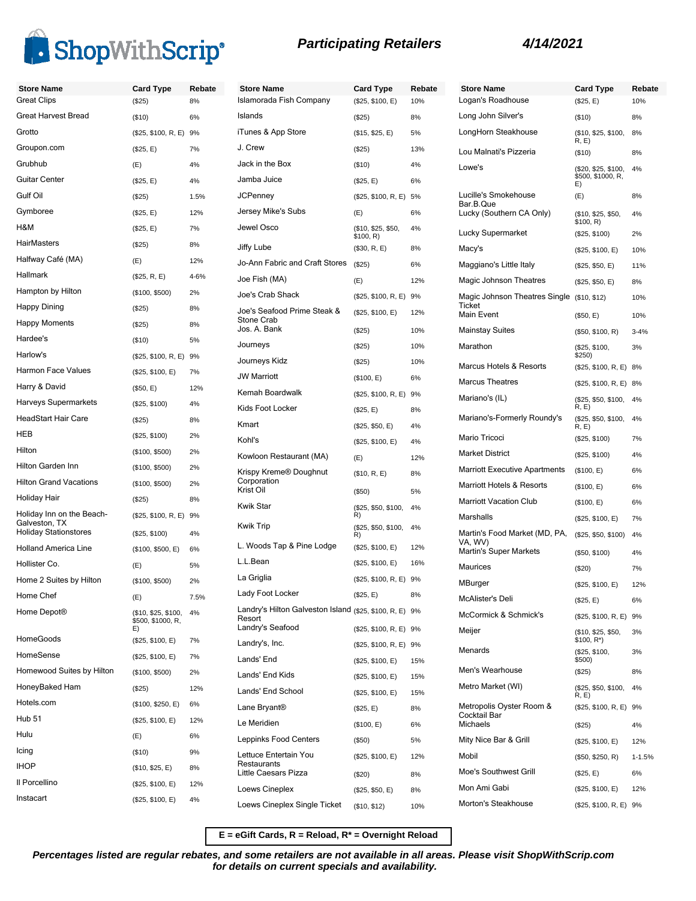# ShopWithScrip®

## Participating Retailers

**4/14/2021**

| Store Name | Card Type | Rebate |
|---|---|---|
| Great Clips | ($25) | 8% |
| Great Harvest Bread | ($10) | 6% |
| Grotto | ($25, $100, R, E) | 9% |
| Groupon.com | ($25, E) | 7% |
| Grubhub | (E) | 4% |
| Guitar Center | ($25, E) | 4% |
| Gulf Oil | ($25) | 1.5% |
| Gymboree | ($25, E) | 12% |
| H&M | ($25, E) | 7% |
| HairMasters | ($25) | 8% |
| Halfway Café (MA) | (E) | 12% |
| Hallmark | ($25, R, E) | 4-6% |
| Hampton by Hilton | ($100, $500) | 2% |
| Happy Dining | ($25) | 8% |
| Happy Moments | ($25) | 8% |
| Hardee's | ($10) | 5% |
| Harlow's | ($25, $100, R, E) | 9% |
| Harmon Face Values | ($25, $100, E) | 7% |
| Harry & David | ($50, E) | 12% |
| Harveys Supermarkets | ($25, $100) | 4% |
| HeadStart Hair Care | ($25) | 8% |
| HEB | ($25, $100) | 2% |
| Hilton | ($100, $500) | 2% |
| Hilton Garden Inn | ($100, $500) | 2% |
| Hilton Grand Vacations | ($100, $500) | 2% |
| Holiday Hair | ($25) | 8% |
| Holiday Inn on the Beach-Galveston, TX | ($25, $100, R, E) | 9% |
| Holiday Stationstores | ($25, $100) | 4% |
| Holland America Line | ($100, $500, E) | 6% |
| Hollister Co. | (E) | 5% |
| Home 2 Suites by Hilton | ($100, $500) | 2% |
| Home Chef | (E) | 7.5% |
| Home Depot® | ($10, $25, $100, $500, $1000, R, E) | 4% |
| HomeGoods | ($25, $100, E) | 7% |
| HomeSense | ($25, $100, E) | 7% |
| Homewood Suites by Hilton | ($100, $500) | 2% |
| HoneyBaked Ham | ($25) | 12% |
| Hotels.com | ($100, $250, E) | 6% |
| Hub 51 | ($25, $100, E) | 12% |
| Hulu | (E) | 6% |
| Icing | ($10) | 9% |
| IHOP | ($10, $25, E) | 8% |
| Il Porcellino | ($25, $100, E) | 12% |
| Instacart | ($25, $100, E) | 4% |
| Islamorada Fish Company | ($25, $100, E) | 10% |
| Islands | ($25) | 8% |
| iTunes & App Store | ($15, $25, E) | 5% |
| J. Crew | ($25) | 13% |
| Jack in the Box | ($10) | 4% |
| Jamba Juice | ($25, E) | 6% |
| JCPenney | ($25, $100, R, E) | 5% |
| Jersey Mike's Subs | (E) | 6% |
| Jewel Osco | ($10, $25, $50, $100, R) | 4% |
| Jiffy Lube | ($30, R, E) | 8% |
| Jo-Ann Fabric and Craft Stores | ($25) | 6% |
| Joe Fish (MA) | (E) | 12% |
| Joe's Crab Shack | ($25, $100, R, E) | 9% |
| Joe's Seafood Prime Steak & Stone Crab | ($25, $100, E) | 12% |
| Jos. A. Bank | ($25) | 10% |
| Journeys | ($25) | 10% |
| Journeys Kidz | ($25) | 10% |
| JW Marriott | ($100, E) | 6% |
| Kemah Boardwalk | ($25, $100, R, E) | 9% |
| Kids Foot Locker | ($25, E) | 8% |
| Kmart | ($25, $50, E) | 4% |
| Kohl's | ($25, $100, E) | 4% |
| Kowloon Restaurant (MA) | (E) | 12% |
| Krispy Kreme® Doughnut Corporation | ($10, R, E) | 8% |
| Krist Oil | ($50) | 5% |
| Kwik Star | ($25, $50, $100, R) | 4% |
| Kwik Trip | ($25, $50, $100, R) | 4% |
| L. Woods Tap & Pine Lodge | ($25, $100, E) | 12% |
| L.L.Bean | ($25, $100, E) | 16% |
| La Griglia | ($25, $100, R, E) | 9% |
| Lady Foot Locker | ($25, E) | 8% |
| Landry's Hilton Galveston Island Resort | ($25, $100, R, E) | 9% |
| Landry's Seafood | ($25, $100, R, E) | 9% |
| Landry's, Inc. | ($25, $100, R, E) | 9% |
| Lands' End | ($25, $100, E) | 15% |
| Lands' End Kids | ($25, $100, E) | 15% |
| Lands' End School | ($25, $100, E) | 15% |
| Lane Bryant® | ($25, E) | 8% |
| Le Meridien | ($100, E) | 6% |
| Leppinks Food Centers | ($50) | 5% |
| Lettuce Entertain You Restaurants | ($25, $100, E) | 12% |
| Little Caesars Pizza | ($20) | 8% |
| Loews Cineplex | ($25, $50, E) | 8% |
| Loews Cineplex Single Ticket | ($10, $12) | 10% |
| Logan's Roadhouse | ($25, E) | 10% |
| Long John Silver's | ($10) | 8% |
| LongHorn Steakhouse | ($10, $25, $100, R, E) | 8% |
| Lou Malnati's Pizzeria | ($10) | 8% |
| Lowe's | ($20, $25, $100, $500, $1000, R, E) | 4% |
| Lucille's Smokehouse Bar.B.Que | (E) | 8% |
| Lucky (Southern CA Only) | ($10, $25, $50, $100, R) | 4% |
| Lucky Supermarket | ($25, $100) | 2% |
| Macy's | ($25, $100, E) | 10% |
| Maggiano's Little Italy | ($25, $50, E) | 11% |
| Magic Johnson Theatres | ($25, $50, E) | 8% |
| Magic Johnson Theatres Single Ticket | ($10, $12) | 10% |
| Main Event | ($50, E) | 10% |
| Mainstay Suites | ($50, $100, R) | 3-4% |
| Marathon | ($25, $100, $250) | 3% |
| Marcus Hotels & Resorts | ($25, $100, R, E) | 8% |
| Marcus Theatres | ($25, $100, R, E) | 8% |
| Mariano's (IL) | ($25, $50, $100, R, E) | 4% |
| Mariano's-Formerly Roundy's | ($25, $50, $100, R, E) | 4% |
| Mario Tricoci | ($25, $100) | 7% |
| Market District | ($25, $100) | 4% |
| Marriott Executive Apartments | ($100, E) | 6% |
| Marriott Hotels & Resorts | ($100, E) | 6% |
| Marriott Vacation Club | ($100, E) | 6% |
| Marshalls | ($25, $100, E) | 7% |
| Martin's Food Market (MD, PA, VA, WV) | ($25, $50, $100) | 4% |
| Martin's Super Markets | ($50, $100) | 4% |
| Maurices | ($20) | 7% |
| MBurger | ($25, $100, E) | 12% |
| McAlister's Deli | ($25, E) | 6% |
| McCormick & Schmick's | ($25, $100, R, E) | 9% |
| Meijer | ($10, $25, $50, $100, R*) | 3% |
| Menards | ($25, $100, $500) | 3% |
| Men's Wearhouse | ($25) | 8% |
| Metro Market (WI) | ($25, $50, $100, R, E) | 4% |
| Metropolis Oyster Room & Cocktail Bar | ($25, $100, R, E) | 9% |
| Michaels | ($25) | 4% |
| Mity Nice Bar & Grill | ($25, $100, E) | 12% |
| Mobil | ($50, $250, R) | 1-1.5% |
| Moe's Southwest Grill | ($25, E) | 6% |
| Mon Ami Gabi | ($25, $100, E) | 12% |
| Morton's Steakhouse | ($25, $100, R, E) | 9% |

**E = eGift Cards, R = Reload, R* = Overnight Reload**

***Percentages listed are regular rebates, and some retailers are not available in all areas. Please visit ShopWithScrip.com for details on current specials and availability.***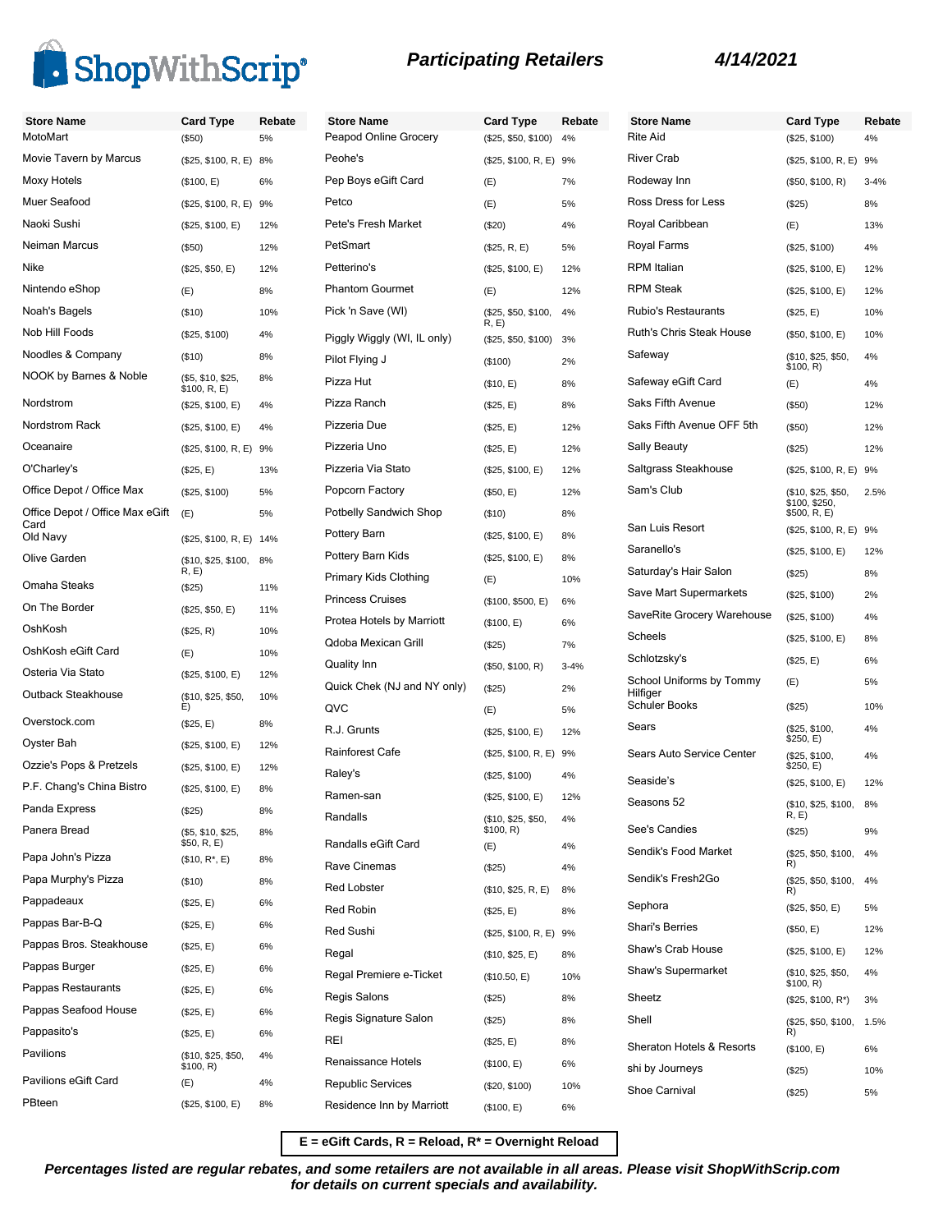# Participating Retailers

4/14/2021

| Store Name | Card Type | Rebate |
|---|---|---|
| MotoMart | ($50) | 5% |
| Movie Tavern by Marcus | ($25, $100, R, E) | 8% |
| Moxy Hotels | ($100, E) | 6% |
| Muer Seafood | ($25, $100, R, E) | 9% |
| Naoki Sushi | ($25, $100, E) | 12% |
| Neiman Marcus | ($50) | 12% |
| Nike | ($25, $50, E) | 12% |
| Nintendo eShop | (E) | 8% |
| Noah's Bagels | ($10) | 10% |
| Nob Hill Foods | ($25, $100) | 4% |
| Noodles & Company | ($10) | 8% |
| NOOK by Barnes & Noble | ($5, $10, $25, $100, R, E) | 8% |
| Nordstrom | ($25, $100, E) | 4% |
| Nordstrom Rack | ($25, $100, E) | 4% |
| Oceanaire | ($25, $100, R, E) | 9% |
| O'Charley's | ($25, E) | 13% |
| Office Depot / Office Max | ($25, $100) | 5% |
| Office Depot / Office Max eGift Card | (E) | 5% |
| Old Navy | ($25, $100, R, E) | 14% |
| Olive Garden | ($10, $25, $100, R, E) | 8% |
| Omaha Steaks | ($25) | 11% |
| On The Border | ($25, $50, E) | 11% |
| OshKosh | ($25, R) | 10% |
| OshKosh eGift Card | (E) | 10% |
| Osteria Via Stato | ($25, $100, E) | 12% |
| Outback Steakhouse | ($10, $25, $50, E) | 10% |
| Overstock.com | ($25, E) | 8% |
| Oyster Bah | ($25, $100, E) | 12% |
| Ozzie's Pops & Pretzels | ($25, $100, E) | 12% |
| P.F. Chang's China Bistro | ($25, $100, E) | 8% |
| Panda Express | ($25) | 8% |
| Panera Bread | ($5, $10, $25, $50, R, E) | 8% |
| Papa John's Pizza | ($10, R*, E) | 8% |
| Papa Murphy's Pizza | ($10) | 8% |
| Pappadeaux | ($25, E) | 6% |
| Pappas Bar-B-Q | ($25, E) | 6% |
| Pappas Bros. Steakhouse | ($25, E) | 6% |
| Pappas Burger | ($25, E) | 6% |
| Pappas Restaurants | ($25, E) | 6% |
| Pappas Seafood House | ($25, E) | 6% |
| Pappasito's | ($25, E) | 6% |
| Pavilions | ($10, $25, $50, $100, R) | 4% |
| Pavilions eGift Card | (E) | 4% |
| PBteen | ($25, $100, E) | 8% |
| Peapod Online Grocery | ($25, $50, $100) | 4% |
| Peohe's | ($25, $100, R, E) | 9% |
| Pep Boys eGift Card | (E) | 7% |
| Petco | (E) | 5% |
| Pete's Fresh Market | ($20) | 4% |
| PetSmart | ($25, R, E) | 5% |
| Petterino's | ($25, $100, E) | 12% |
| Phantom Gourmet | (E) | 12% |
| Pick 'n Save (WI) | ($25, $50, $100, R, E) | 4% |
| Piggly Wiggly (WI, IL only) | ($25, $50, $100) | 3% |
| Pilot Flying J | ($100) | 2% |
| Pizza Hut | ($10, E) | 8% |
| Pizza Ranch | ($25, E) | 8% |
| Pizzeria Due | ($25, E) | 12% |
| Pizzeria Uno | ($25, E) | 12% |
| Pizzeria Via Stato | ($25, $100, E) | 12% |
| Popcorn Factory | ($50, E) | 12% |
| Potbelly Sandwich Shop | ($10) | 8% |
| Pottery Barn | ($25, $100, E) | 8% |
| Pottery Barn Kids | ($25, $100, E) | 8% |
| Primary Kids Clothing | (E) | 10% |
| Princess Cruises | ($100, $500, E) | 6% |
| Protea Hotels by Marriott | ($100, E) | 6% |
| Qdoba Mexican Grill | ($25) | 7% |
| Quality Inn | ($50, $100, R) | 3-4% |
| Quick Chek (NJ and NY only) | ($25) | 2% |
| QVC | (E) | 5% |
| R.J. Grunts | ($25, $100, E) | 12% |
| Rainforest Cafe | ($25, $100, R, E) | 9% |
| Raley's | ($25, $100) | 4% |
| Ramen-san | ($25, $100, E) | 12% |
| Randalls | ($10, $25, $50, $100, R) | 4% |
| Randalls eGift Card | (E) | 4% |
| Rave Cinemas | ($25) | 4% |
| Red Lobster | ($10, $25, R, E) | 8% |
| Red Robin | ($25, E) | 8% |
| Red Sushi | ($25, $100, R, E) | 9% |
| Regal | ($10, $25, E) | 8% |
| Regal Premiere e-Ticket | ($10.50, E) | 10% |
| Regis Salons | ($25) | 8% |
| Regis Signature Salon | ($25) | 8% |
| REI | ($25, E) | 8% |
| Renaissance Hotels | ($100, E) | 6% |
| Republic Services | ($20, $100) | 10% |
| Residence Inn by Marriott | ($100, E) | 6% |
| Rite Aid | ($25, $100) | 4% |
| River Crab | ($25, $100, R, E) | 9% |
| Rodeway Inn | ($50, $100, R) | 3-4% |
| Ross Dress for Less | ($25) | 8% |
| Royal Caribbean | (E) | 13% |
| Royal Farms | ($25, $100) | 4% |
| RPM Italian | ($25, $100, E) | 12% |
| RPM Steak | ($25, $100, E) | 12% |
| Rubio's Restaurants | ($25, E) | 10% |
| Ruth's Chris Steak House | ($50, $100, E) | 10% |
| Safeway | ($10, $25, $50, $100, R) | 4% |
| Safeway eGift Card | (E) | 4% |
| Saks Fifth Avenue | ($50) | 12% |
| Saks Fifth Avenue OFF 5th | ($50) | 12% |
| Sally Beauty | ($25) | 12% |
| Saltgrass Steakhouse | ($25, $100, R, E) | 9% |
| Sam's Club | ($10, $25, $50, $100, $250, $500, R, E) | 2.5% |
| San Luis Resort | ($25, $100, R, E) | 9% |
| Saranello's | ($25, $100, E) | 12% |
| Saturday's Hair Salon | ($25) | 8% |
| Save Mart Supermarkets | ($25, $100) | 2% |
| SaveRite Grocery Warehouse | ($25, $100) | 4% |
| Scheels | ($25, $100, E) | 8% |
| Schlotzsky's | ($25, E) | 6% |
| School Uniforms by Tommy Hilfiger | (E) | 5% |
| Schuler Books | ($25) | 10% |
| Sears | ($25, $100, $250, E) | 4% |
| Sears Auto Service Center | ($25, $100, $250, E) | 4% |
| Seaside's | ($25, $100, E) | 12% |
| Seasons 52 | ($10, $25, $100, R, E) | 8% |
| See's Candies | ($25) | 9% |
| Sendik's Food Market | ($25, $50, $100, R) | 4% |
| Sendik's Fresh2Go | ($25, $50, $100, R) | 4% |
| Sephora | ($25, $50, E) | 5% |
| Shari's Berries | ($50, E) | 12% |
| Shaw's Crab House | ($25, $100, E) | 12% |
| Shaw's Supermarket | ($10, $25, $50, $100, R) | 4% |
| Sheetz | ($25, $100, R*) | 3% |
| Shell | ($25, $50, $100, R) | 1.5% |
| Sheraton Hotels & Resorts | ($100, E) | 6% |
| shi by Journeys | ($25) | 10% |
| Shoe Carnival | ($25) | 5% |

**E = eGift Cards, R = Reload, R* = Overnight Reload**

***Percentages listed are regular rebates, and some retailers are not available in all areas. Please visit ShopWithScrip.com for details on current specials and availability.***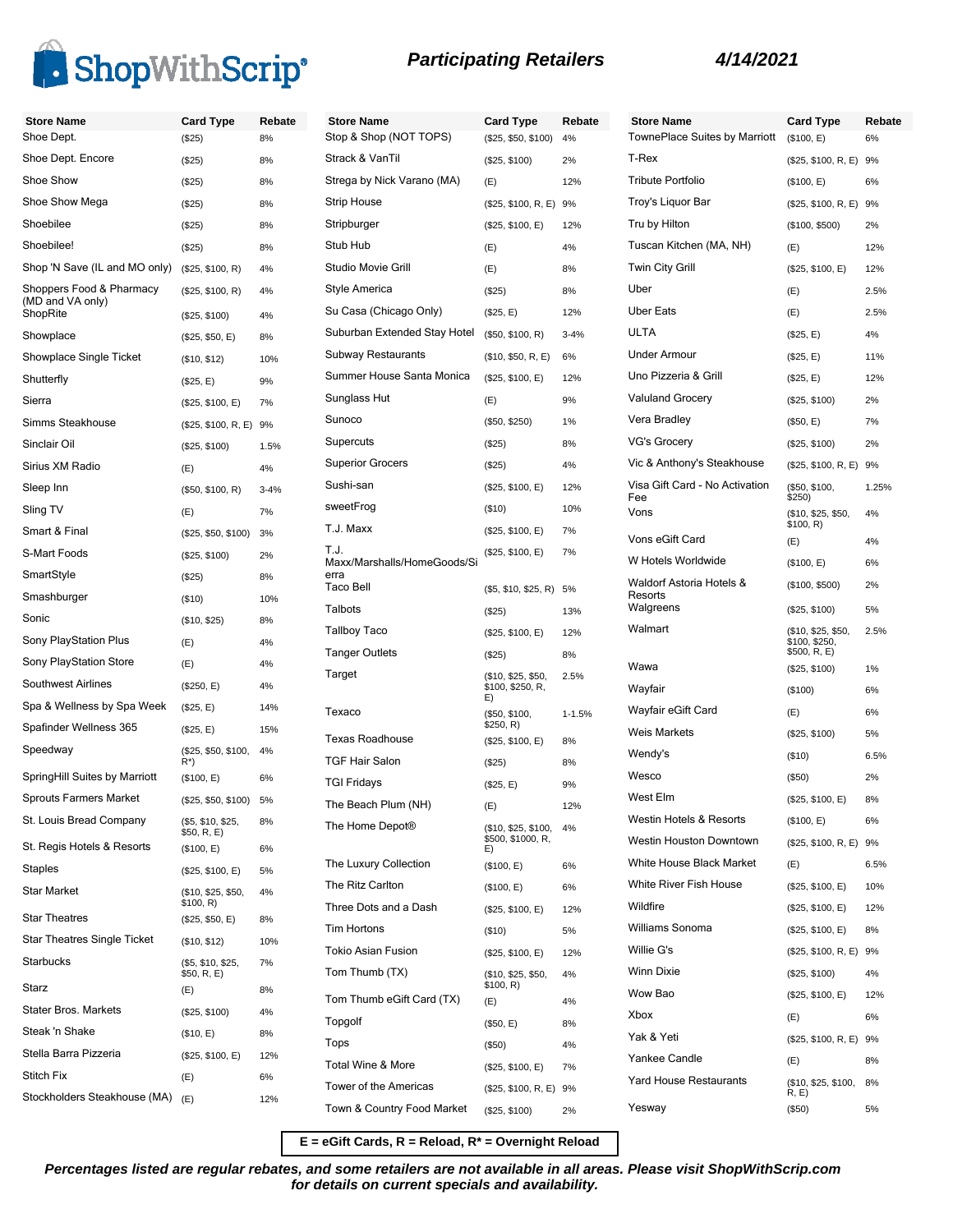ShopWithScrip®

**_Participating Retailers_** **_4/14/2021_**

| Store Name | Card Type | Rebate |
|---|---|---|
| Shoe Dept. | ($25) | 8% |
| Shoe Dept. Encore | ($25) | 8% |
| Shoe Show | ($25) | 8% |
| Shoe Show Mega | ($25) | 8% |
| Shoebilee | ($25) | 8% |
| Shoebilee! | ($25) | 8% |
| Shop 'N Save (IL and MO only) | ($25, $100, R) | 4% |
| Shoppers Food & Pharmacy (MD and VA only) | ($25, $100, R) | 4% |
| ShopRite | ($25, $100) | 4% |
| Showplace | ($25, $50, E) | 8% |
| Showplace Single Ticket | ($10, $12) | 10% |
| Shutterfly | ($25, E) | 9% |
| Sierra | ($25, $100, E) | 7% |
| Simms Steakhouse | ($25, $100, R, E) | 9% |
| Sinclair Oil | ($25, $100) | 1.5% |
| Sirius XM Radio | (E) | 4% |
| Sleep Inn | ($50, $100, R) | 3-4% |
| Sling TV | (E) | 7% |
| Smart & Final | ($25, $50, $100) | 3% |
| S-Mart Foods | ($25, $100) | 2% |
| SmartStyle | ($25) | 8% |
| Smashburger | ($10) | 10% |
| Sonic | ($10, $25) | 8% |
| Sony PlayStation Plus | (E) | 4% |
| Sony PlayStation Store | (E) | 4% |
| Southwest Airlines | ($250, E) | 4% |
| Spa & Wellness by Spa Week | ($25, E) | 14% |
| Spafinder Wellness 365 | ($25, E) | 15% |
| Speedway | ($25, $50, $100, R*) | 4% |
| SpringHill Suites by Marriott | ($100, E) | 6% |
| Sprouts Farmers Market | ($25, $50, $100) | 5% |
| St. Louis Bread Company | ($5, $10, $25, $50, R, E) | 8% |
| St. Regis Hotels & Resorts | ($100, E) | 6% |
| Staples | ($25, $100, E) | 5% |
| Star Market | ($10, $25, $50, $100, R) | 4% |
| Star Theatres | ($25, $50, E) | 8% |
| Star Theatres Single Ticket | ($10, $12) | 10% |
| Starbucks | ($5, $10, $25, $50, R, E) | 7% |
| Starz | (E) | 8% |
| Stater Bros. Markets | ($25, $100) | 4% |
| Steak 'n Shake | ($10, E) | 8% |
| Stella Barra Pizzeria | ($25, $100, E) | 12% |
| Stitch Fix | (E) | 6% |
| Stockholders Steakhouse (MA) | (E) | 12% |
| Stop & Shop (NOT TOPS) | ($25, $50, $100) | 4% |
| Strack & VanTil | ($25, $100) | 2% |
| Strega by Nick Varano (MA) | (E) | 12% |
| Strip House | ($25, $100, R, E) | 9% |
| Stripburger | ($25, $100, E) | 12% |
| Stub Hub | (E) | 4% |
| Studio Movie Grill | (E) | 8% |
| Style America | ($25) | 8% |
| Su Casa (Chicago Only) | ($25, E) | 12% |
| Suburban Extended Stay Hotel | ($50, $100, R) | 3-4% |
| Subway Restaurants | ($10, $50, R, E) | 6% |
| Summer House Santa Monica | ($25, $100, E) | 12% |
| Sunglass Hut | (E) | 9% |
| Sunoco | ($50, $250) | 1% |
| Supercuts | ($25) | 8% |
| Superior Grocers | ($25) | 4% |
| Sushi-san | ($25, $100, E) | 12% |
| sweetFrog | ($10) | 10% |
| T.J. Maxx | ($25, $100, E) | 7% |
| T.J. Maxx/Marshalls/HomeGoods/Sierra | ($25, $100, E) | 7% |
| Taco Bell | ($5, $10, $25, R) | 5% |
| Talbots | ($25) | 13% |
| Tallboy Taco | ($25, $100, E) | 12% |
| Tanger Outlets | ($25) | 8% |
| Target | ($10, $25, $50, $100, $250, R, E) | 2.5% |
| Texaco | ($50, $100, $250, R) | 1-1.5% |
| Texas Roadhouse | ($25, $100, E) | 8% |
| TGF Hair Salon | ($25) | 8% |
| TGI Fridays | ($25, E) | 9% |
| The Beach Plum (NH) | (E) | 12% |
| The Home Depot® | ($10, $25, $100, $500, $1000, R, E) | 4% |
| The Luxury Collection | ($100, E) | 6% |
| The Ritz Carlton | ($100, E) | 6% |
| Three Dots and a Dash | ($25, $100, E) | 12% |
| Tim Hortons | ($10) | 5% |
| Tokio Asian Fusion | ($25, $100, E) | 12% |
| Tom Thumb (TX) | ($10, $25, $50, $100, R) | 4% |
| Tom Thumb eGift Card (TX) | (E) | 4% |
| Topgolf | ($50, E) | 8% |
| Tops | ($50) | 4% |
| Total Wine & More | ($25, $100, E) | 7% |
| Tower of the Americas | ($25, $100, R, E) | 9% |
| Town & Country Food Market | ($25, $100) | 2% |
| TownePlace Suites by Marriott | ($100, E) | 6% |
| T-Rex | ($25, $100, R, E) | 9% |
| Tribute Portfolio | ($100, E) | 6% |
| Troy's Liquor Bar | ($25, $100, R, E) | 9% |
| Tru by Hilton | ($100, $500) | 2% |
| Tuscan Kitchen (MA, NH) | (E) | 12% |
| Twin City Grill | ($25, $100, E) | 12% |
| Uber | (E) | 2.5% |
| Uber Eats | (E) | 2.5% |
| ULTA | ($25, E) | 4% |
| Under Armour | ($25, E) | 11% |
| Uno Pizzeria & Grill | ($25, E) | 12% |
| Valuland Grocery | ($25, $100) | 2% |
| Vera Bradley | ($50, E) | 7% |
| VG's Grocery | ($25, $100) | 2% |
| Vic & Anthony's Steakhouse | ($25, $100, R, E) | 9% |
| Visa Gift Card - No Activation Fee | ($50, $100, $250) | 1.25% |
| Vons | ($10, $25, $50, $100, R) | 4% |
| Vons eGift Card | (E) | 4% |
| W Hotels Worldwide | ($100, E) | 6% |
| Waldorf Astoria Hotels & Resorts | ($100, $500) | 2% |
| Walgreens | ($25, $100) | 5% |
| Walmart | ($10, $25, $50, $100, $250, $500, R, E) | 2.5% |
| Wawa | ($25, $100) | 1% |
| Wayfair | ($100) | 6% |
| Wayfair eGift Card | (E) | 6% |
| Weis Markets | ($25, $100) | 5% |
| Wendy's | ($10) | 6.5% |
| Wesco | ($50) | 2% |
| West Elm | ($25, $100, E) | 8% |
| Westin Hotels & Resorts | ($100, E) | 6% |
| Westin Houston Downtown | ($25, $100, R, E) | 9% |
| White House Black Market | (E) | 6.5% |
| White River Fish House | ($25, $100, E) | 10% |
| Wildfire | ($25, $100, E) | 12% |
| Williams Sonoma | ($25, $100, E) | 8% |
| Willie G's | ($25, $100, R, E) | 9% |
| Winn Dixie | ($25, $100) | 4% |
| Wow Bao | ($25, $100, E) | 12% |
| Xbox | (E) | 6% |
| Yak & Yeti | ($25, $100, R, E) | 9% |
| Yankee Candle | (E) | 8% |
| Yard House Restaurants | ($10, $25, $100, R, E) | 8% |
| Yesway | ($50) | 5% |

**E = eGift Cards, R = Reload, R* = Overnight Reload**

***Percentages listed are regular rebates, and some retailers are not available in all areas. Please visit ShopWithScrip.com for details on current specials and availability.***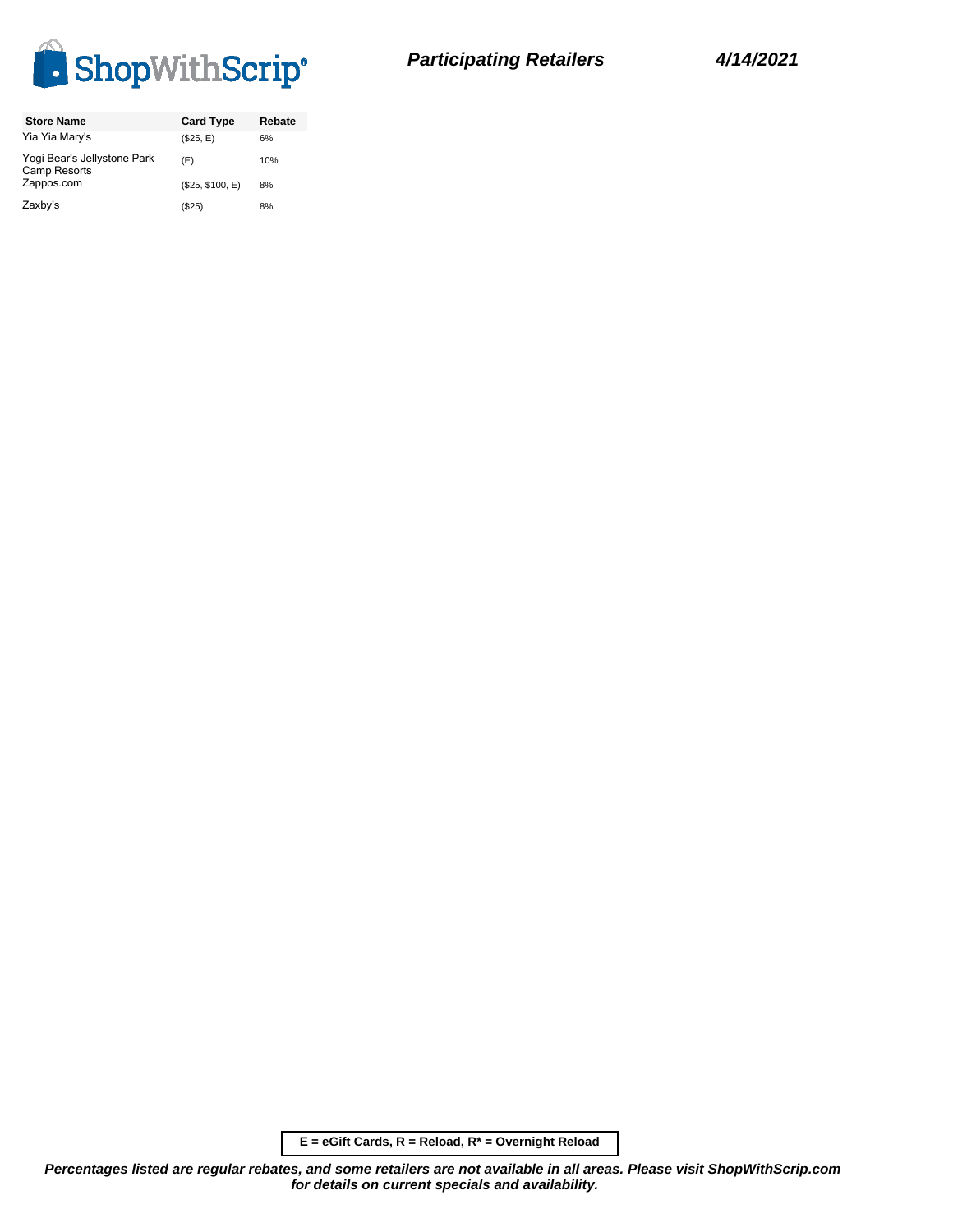| Store Name | Card Type | Rebate |
|---|---|---|
| Yia Yia Mary's | ($25, E) | 6% |
| Yogi Bear's Jellystone Park Camp Resorts | (E) | 10% |
| Zappos.com | ($25, $100, E) | 8% |
| Zaxby's | ($25) | 8% |

**E = eGift Cards, R = Reload, R* = Overnight Reload**

***Percentages listed are regular rebates, and some retailers are not available in all areas. Please visit ShopWithScrip.com for details on current specials and availability.***